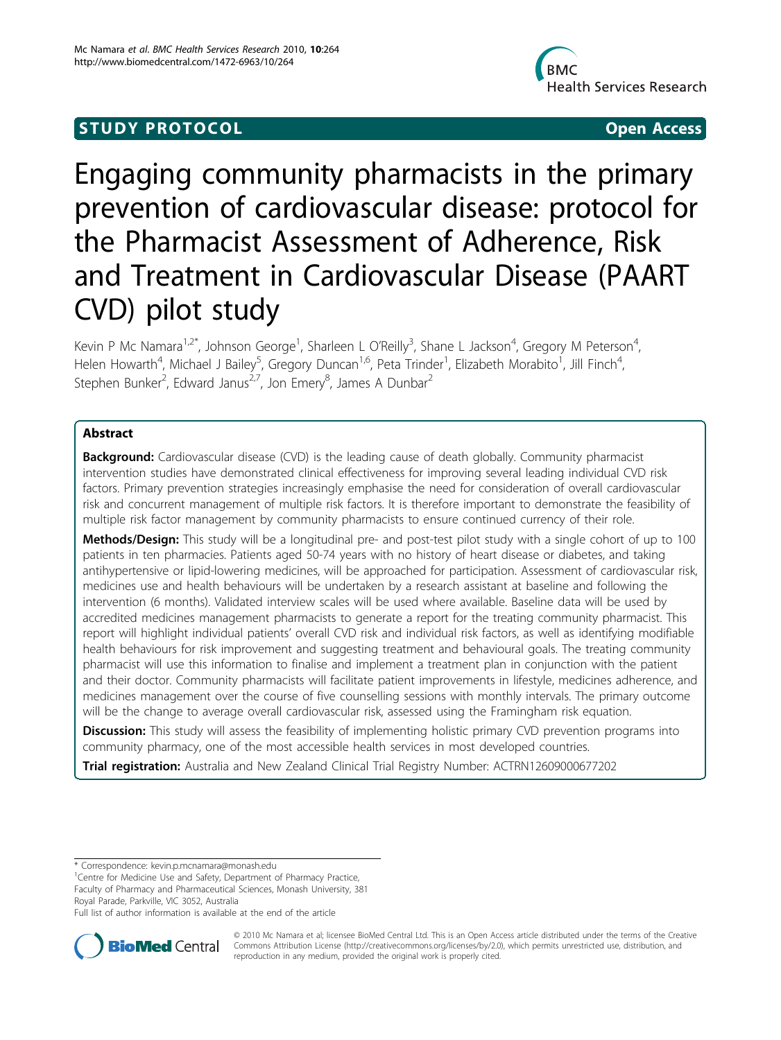**STUDY PROTOCOL** **Open Access**

# Engaging community pharmacists in the primary prevention of cardiovascular disease: protocol for the Pharmacist Assessment of Adherence, Risk and Treatment in Cardiovascular Disease (PAART CVD) pilot study

Kevin P Mc Namara[1,2*], Johnson George[1], Sharleen L O'Reilly[3], Shane L Jackson[4], Gregory M Peterson[4], Helen Howarth[4], Michael J Bailey[5], Gregory Duncan[1,6], Peta Trinder[1], Elizabeth Morabito[1], Jill Finch[4], Stephen Bunker[2], Edward Janus[2,7], Jon Emery[8], James A Dunbar[2]

## Abstract

**Background:** Cardiovascular disease (CVD) is the leading cause of death globally. Community pharmacist intervention studies have demonstrated clinical effectiveness for improving several leading individual CVD risk factors. Primary prevention strategies increasingly emphasise the need for consideration of overall cardiovascular risk and concurrent management of multiple risk factors. It is therefore important to demonstrate the feasibility of multiple risk factor management by community pharmacists to ensure continued currency of their role.

**Methods/Design:** This study will be a longitudinal pre- and post-test pilot study with a single cohort of up to 100 patients in ten pharmacies. Patients aged 50-74 years with no history of heart disease or diabetes, and taking antihypertensive or lipid-lowering medicines, will be approached for participation. Assessment of cardiovascular risk, medicines use and health behaviours will be undertaken by a research assistant at baseline and following the intervention (6 months). Validated interview scales will be used where available. Baseline data will be used by accredited medicines management pharmacists to generate a report for the treating community pharmacist. This report will highlight individual patients' overall CVD risk and individual risk factors, as well as identifying modifiable health behaviours for risk improvement and suggesting treatment and behavioural goals. The treating community pharmacist will use this information to finalise and implement a treatment plan in conjunction with the patient and their doctor. Community pharmacists will facilitate patient improvements in lifestyle, medicines adherence, and medicines management over the course of five counselling sessions with monthly intervals. The primary outcome will be the change to average overall cardiovascular risk, assessed using the Framingham risk equation.

**Discussion:** This study will assess the feasibility of implementing holistic primary CVD prevention programs into community pharmacy, one of the most accessible health services in most developed countries.

**Trial registration:** Australia and New Zealand Clinical Trial Registry Number: ACTRN12609000677202

\* Correspondence: kevin.p.mcnamara@monash.edu
[1]Centre for Medicine Use and Safety, Department of Pharmacy Practice, Faculty of Pharmacy and Pharmaceutical Sciences, Monash University, 381 Royal Parade, Parkville, VIC 3052, Australia
Full list of author information is available at the end of the article

© 2010 Mc Namara et al; licensee BioMed Central Ltd. This is an Open Access article distributed under the terms of the Creative Commons Attribution License (http://creativecommons.org/licenses/by/2.0), which permits unrestricted use, distribution, and reproduction in any medium, provided the original work is properly cited.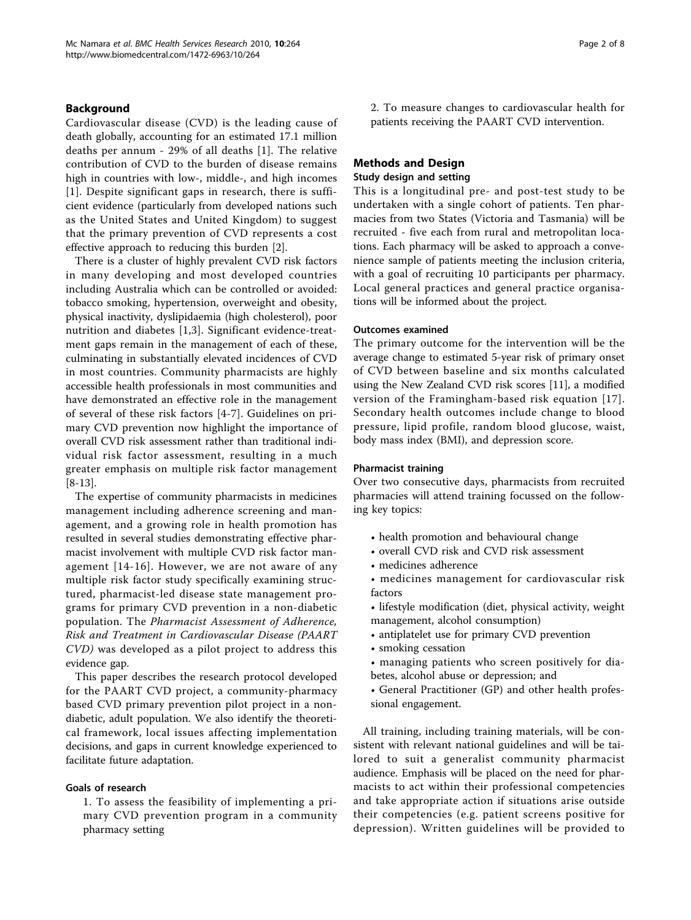## Background

Cardiovascular disease (CVD) is the leading cause of death globally, accounting for an estimated 17.1 million deaths per annum - 29% of all deaths [1]. The relative contribution of CVD to the burden of disease remains high in countries with low-, middle-, and high incomes [1]. Despite significant gaps in research, there is sufficient evidence (particularly from developed nations such as the United States and United Kingdom) to suggest that the primary prevention of CVD represents a cost effective approach to reducing this burden [2].

There is a cluster of highly prevalent CVD risk factors in many developing and most developed countries including Australia which can be controlled or avoided: tobacco smoking, hypertension, overweight and obesity, physical inactivity, dyslipidaemia (high cholesterol), poor nutrition and diabetes [1,3]. Significant evidence-treatment gaps remain in the management of each of these, culminating in substantially elevated incidences of CVD in most countries. Community pharmacists are highly accessible health professionals in most communities and have demonstrated an effective role in the management of several of these risk factors [4-7]. Guidelines on primary CVD prevention now highlight the importance of overall CVD risk assessment rather than traditional individual risk factor assessment, resulting in a much greater emphasis on multiple risk factor management [8-13].

The expertise of community pharmacists in medicines management including adherence screening and management, and a growing role in health promotion has resulted in several studies demonstrating effective pharmacist involvement with multiple CVD risk factor management [14-16]. However, we are not aware of any multiple risk factor study specifically examining structured, pharmacist-led disease state management programs for primary CVD prevention in a non-diabetic population. The *Pharmacist Assessment of Adherence, Risk and Treatment in Cardiovascular Disease (PAART CVD)* was developed as a pilot project to address this evidence gap.

This paper describes the research protocol developed for the PAART CVD project, a community-pharmacy based CVD primary prevention pilot project in a non-diabetic, adult population. We also identify the theoretical framework, local issues affecting implementation decisions, and gaps in current knowledge experienced to facilitate future adaptation.

### Goals of research

1. To assess the feasibility of implementing a primary CVD prevention program in a community pharmacy setting
2. To measure changes to cardiovascular health for patients receiving the PAART CVD intervention.

## Methods and Design

### Study design and setting

This is a longitudinal pre- and post-test study to be undertaken with a single cohort of patients. Ten pharmacies from two States (Victoria and Tasmania) will be recruited - five each from rural and metropolitan locations. Each pharmacy will be asked to approach a convenience sample of patients meeting the inclusion criteria, with a goal of recruiting 10 participants per pharmacy. Local general practices and general practice organisations will be informed about the project.

### Outcomes examined

The primary outcome for the intervention will be the average change to estimated 5-year risk of primary onset of CVD between baseline and six months calculated using the New Zealand CVD risk scores [11], a modified version of the Framingham-based risk equation [17]. Secondary health outcomes include change to blood pressure, lipid profile, random blood glucose, waist, body mass index (BMI), and depression score.

### Pharmacist training

Over two consecutive days, pharmacists from recruited pharmacies will attend training focussed on the following key topics:

- health promotion and behavioural change
- overall CVD risk and CVD risk assessment
- medicines adherence
- medicines management for cardiovascular risk factors
- lifestyle modification (diet, physical activity, weight management, alcohol consumption)
- antiplatelet use for primary CVD prevention
- smoking cessation
- managing patients who screen positively for diabetes, alcohol abuse or depression; and
- General Practitioner (GP) and other health professional engagement.

All training, including training materials, will be consistent with relevant national guidelines and will be tailored to suit a generalist community pharmacist audience. Emphasis will be placed on the need for pharmacists to act within their professional competencies and take appropriate action if situations arise outside their competencies (e.g. patient screens positive for depression). Written guidelines will be provided to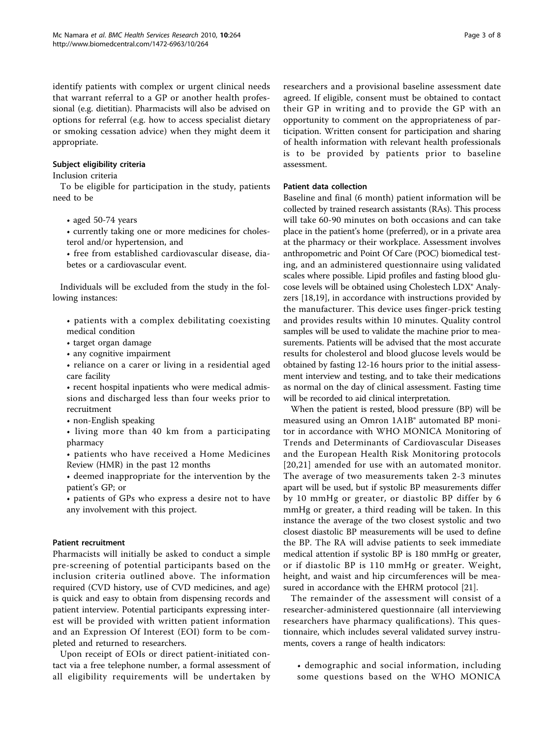identify patients with complex or urgent clinical needs that warrant referral to a GP or another health professional (e.g. dietitian). Pharmacists will also be advised on options for referral (e.g. how to access specialist dietary or smoking cessation advice) when they might deem it appropriate.

### Subject eligibility criteria

#### Inclusion criteria

To be eligible for participation in the study, patients need to be

- aged 50-74 years
- currently taking one or more medicines for cholesterol and/or hypertension, and
- free from established cardiovascular disease, diabetes or a cardiovascular event.

Individuals will be excluded from the study in the following instances:

- patients with a complex debilitating coexisting medical condition
- target organ damage
- any cognitive impairment
- reliance on a carer or living in a residential aged care facility
- recent hospital inpatients who were medical admissions and discharged less than four weeks prior to recruitment
- non-English speaking
- living more than 40 km from a participating pharmacy
- patients who have received a Home Medicines Review (HMR) in the past 12 months
- deemed inappropriate for the intervention by the patient's GP; or
- patients of GPs who express a desire not to have any involvement with this project.

### Patient recruitment

Pharmacists will initially be asked to conduct a simple pre-screening of potential participants based on the inclusion criteria outlined above. The information required (CVD history, use of CVD medicines, and age) is quick and easy to obtain from dispensing records and patient interview. Potential participants expressing interest will be provided with written patient information and an Expression Of Interest (EOI) form to be completed and returned to researchers.

Upon receipt of EOIs or direct patient-initiated contact via a free telephone number, a formal assessment of all eligibility requirements will be undertaken by researchers and a provisional baseline assessment date agreed. If eligible, consent must be obtained to contact their GP in writing and to provide the GP with an opportunity to comment on the appropriateness of participation. Written consent for participation and sharing of health information with relevant health professionals is to be provided by patients prior to baseline assessment.

### Patient data collection

Baseline and final (6 month) patient information will be collected by trained research assistants (RAs). This process will take 60-90 minutes on both occasions and can take place in the patient's home (preferred), or in a private area at the pharmacy or their workplace. Assessment involves anthropometric and Point Of Care (POC) biomedical testing, and an administered questionnaire using validated scales where possible. Lipid profiles and fasting blood glucose levels will be obtained using Cholestech LDX® Analyzers [18,19], in accordance with instructions provided by the manufacturer. This device uses finger-prick testing and provides results within 10 minutes. Quality control samples will be used to validate the machine prior to measurements. Patients will be advised that the most accurate results for cholesterol and blood glucose levels would be obtained by fasting 12-16 hours prior to the initial assessment interview and testing, and to take their medications as normal on the day of clinical assessment. Fasting time will be recorded to aid clinical interpretation.

When the patient is rested, blood pressure (BP) will be measured using an Omron 1A1B® automated BP monitor in accordance with WHO MONICA Monitoring of Trends and Determinants of Cardiovascular Diseases and the European Health Risk Monitoring protocols [20,21] amended for use with an automated monitor. The average of two measurements taken 2-3 minutes apart will be used, but if systolic BP measurements differ by 10 mmHg or greater, or diastolic BP differ by 6 mmHg or greater, a third reading will be taken. In this instance the average of the two closest systolic and two closest diastolic BP measurements will be used to define the BP. The RA will advise patients to seek immediate medical attention if systolic BP is 180 mmHg or greater, or if diastolic BP is 110 mmHg or greater. Weight, height, and waist and hip circumferences will be measured in accordance with the EHRM protocol [21].

The remainder of the assessment will consist of a researcher-administered questionnaire (all interviewing researchers have pharmacy qualifications). This questionnaire, which includes several validated survey instruments, covers a range of health indicators:

- demographic and social information, including some questions based on the WHO MONICA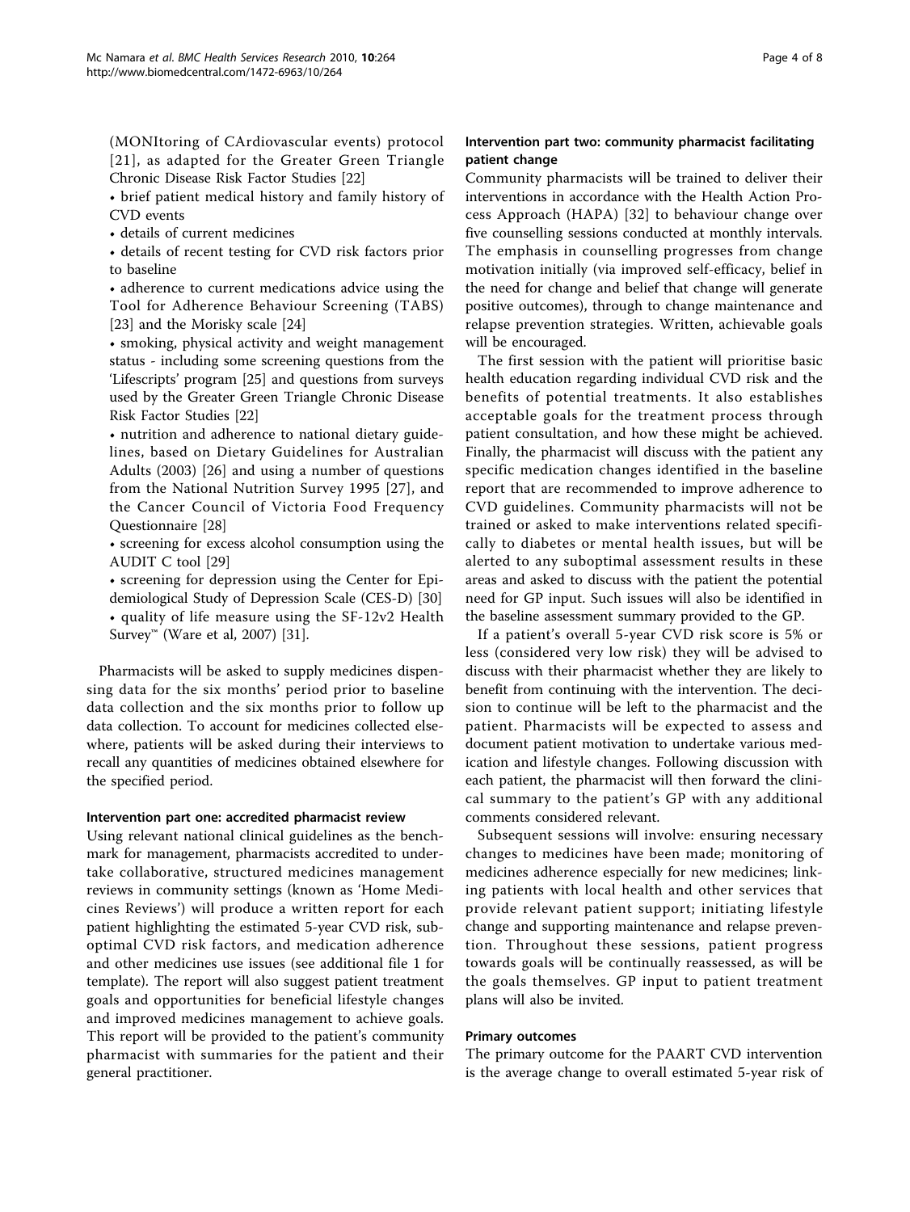(MONItoring of CArdiovascular events) protocol [21], as adapted for the Greater Green Triangle Chronic Disease Risk Factor Studies [22]

- brief patient medical history and family history of CVD events
- details of current medicines
- details of recent testing for CVD risk factors prior to baseline
- adherence to current medications advice using the Tool for Adherence Behaviour Screening (TABS) [23] and the Morisky scale [24]
- smoking, physical activity and weight management status - including some screening questions from the 'Lifescripts' program [25] and questions from surveys used by the Greater Green Triangle Chronic Disease Risk Factor Studies [22]
- nutrition and adherence to national dietary guidelines, based on Dietary Guidelines for Australian Adults (2003) [26] and using a number of questions from the National Nutrition Survey 1995 [27], and the Cancer Council of Victoria Food Frequency Questionnaire [28]
- screening for excess alcohol consumption using the AUDIT C tool [29]
- screening for depression using the Center for Epidemiological Study of Depression Scale (CES-D) [30]
- quality of life measure using the SF-12v2 Health Survey™ (Ware et al, 2007) [31].

Pharmacists will be asked to supply medicines dispensing data for the six months' period prior to baseline data collection and the six months prior to follow up data collection. To account for medicines collected elsewhere, patients will be asked during their interviews to recall any quantities of medicines obtained elsewhere for the specified period.

### Intervention part one: accredited pharmacist review

Using relevant national clinical guidelines as the benchmark for management, pharmacists accredited to undertake collaborative, structured medicines management reviews in community settings (known as 'Home Medicines Reviews') will produce a written report for each patient highlighting the estimated 5-year CVD risk, suboptimal CVD risk factors, and medication adherence and other medicines use issues (see additional file 1 for template). The report will also suggest patient treatment goals and opportunities for beneficial lifestyle changes and improved medicines management to achieve goals. This report will be provided to the patient's community pharmacist with summaries for the patient and their general practitioner.

### Intervention part two: community pharmacist facilitating patient change

Community pharmacists will be trained to deliver their interventions in accordance with the Health Action Process Approach (HAPA) [32] to behaviour change over five counselling sessions conducted at monthly intervals. The emphasis in counselling progresses from change motivation initially (via improved self-efficacy, belief in the need for change and belief that change will generate positive outcomes), through to change maintenance and relapse prevention strategies. Written, achievable goals will be encouraged.

The first session with the patient will prioritise basic health education regarding individual CVD risk and the benefits of potential treatments. It also establishes acceptable goals for the treatment process through patient consultation, and how these might be achieved. Finally, the pharmacist will discuss with the patient any specific medication changes identified in the baseline report that are recommended to improve adherence to CVD guidelines. Community pharmacists will not be trained or asked to make interventions related specifically to diabetes or mental health issues, but will be alerted to any suboptimal assessment results in these areas and asked to discuss with the patient the potential need for GP input. Such issues will also be identified in the baseline assessment summary provided to the GP.

If a patient's overall 5-year CVD risk score is 5% or less (considered very low risk) they will be advised to discuss with their pharmacist whether they are likely to benefit from continuing with the intervention. The decision to continue will be left to the pharmacist and the patient. Pharmacists will be expected to assess and document patient motivation to undertake various medication and lifestyle changes. Following discussion with each patient, the pharmacist will then forward the clinical summary to the patient's GP with any additional comments considered relevant.

Subsequent sessions will involve: ensuring necessary changes to medicines have been made; monitoring of medicines adherence especially for new medicines; linking patients with local health and other services that provide relevant patient support; initiating lifestyle change and supporting maintenance and relapse prevention. Throughout these sessions, patient progress towards goals will be continually reassessed, as will be the goals themselves. GP input to patient treatment plans will also be invited.

### Primary outcomes

The primary outcome for the PAART CVD intervention is the average change to overall estimated 5-year risk of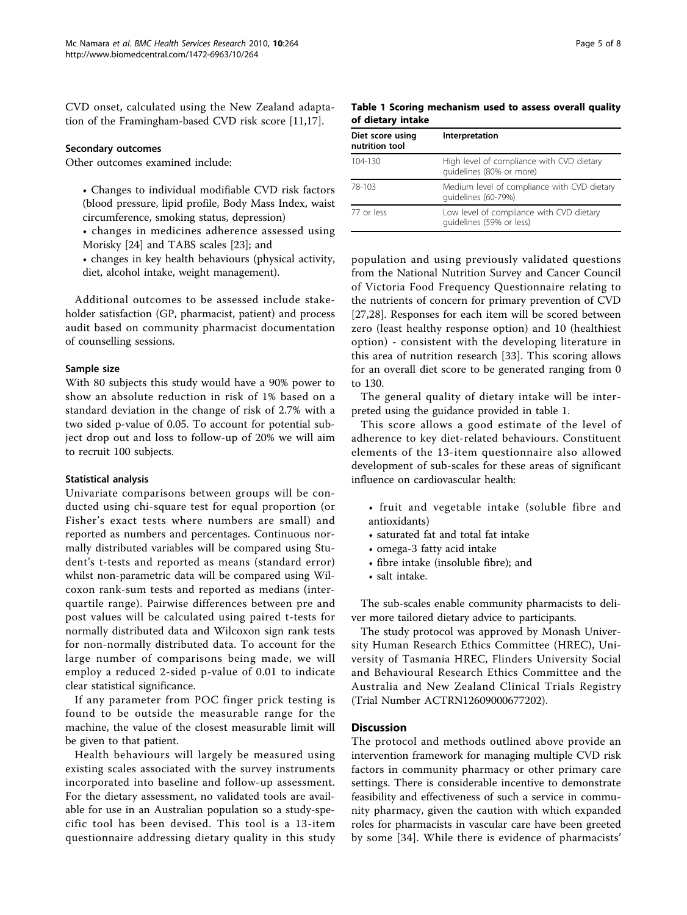CVD onset, calculated using the New Zealand adaptation of the Framingham-based CVD risk score [11,17].

### Secondary outcomes

Other outcomes examined include:

- Changes to individual modifiable CVD risk factors (blood pressure, lipid profile, Body Mass Index, waist circumference, smoking status, depression)
- changes in medicines adherence assessed using Morisky [24] and TABS scales [23]; and
- changes in key health behaviours (physical activity, diet, alcohol intake, weight management).

Additional outcomes to be assessed include stakeholder satisfaction (GP, pharmacist, patient) and process audit based on community pharmacist documentation of counselling sessions.

### Sample size

With 80 subjects this study would have a 90% power to show an absolute reduction in risk of 1% based on a standard deviation in the change of risk of 2.7% with a two sided p-value of 0.05. To account for potential subject drop out and loss to follow-up of 20% we will aim to recruit 100 subjects.

### Statistical analysis

Univariate comparisons between groups will be conducted using chi-square test for equal proportion (or Fisher's exact tests where numbers are small) and reported as numbers and percentages. Continuous normally distributed variables will be compared using Student's t-tests and reported as means (standard error) whilst non-parametric data will be compared using Wilcoxon rank-sum tests and reported as medians (interquartile range). Pairwise differences between pre and post values will be calculated using paired t-tests for normally distributed data and Wilcoxon sign rank tests for non-normally distributed data. To account for the large number of comparisons being made, we will employ a reduced 2-sided p-value of 0.01 to indicate clear statistical significance.

If any parameter from POC finger prick testing is found to be outside the measurable range for the machine, the value of the closest measurable limit will be given to that patient.

Health behaviours will largely be measured using existing scales associated with the survey instruments incorporated into baseline and follow-up assessment. For the dietary assessment, no validated tools are available for use in an Australian population so a study-specific tool has been devised. This tool is a 13-item questionnaire addressing dietary quality in this study population and using previously validated questions from the National Nutrition Survey and Cancer Council of Victoria Food Frequency Questionnaire relating to the nutrients of concern for primary prevention of CVD [27,28]. Responses for each item will be scored between zero (least healthy response option) and 10 (healthiest option) - consistent with the developing literature in this area of nutrition research [33]. This scoring allows for an overall diet score to be generated ranging from 0 to 130.

**Table 1 Scoring mechanism used to assess overall quality of dietary intake**

| Diet score using nutrition tool | Interpretation |
|---|---|
| 104-130 | High level of compliance with CVD dietary guidelines (80% or more) |
| 78-103 | Medium level of compliance with CVD dietary guidelines (60-79%) |
| 77 or less | Low level of compliance with CVD dietary guidelines (59% or less) |

The general quality of dietary intake will be interpreted using the guidance provided in table 1.

This score allows a good estimate of the level of adherence to key diet-related behaviours. Constituent elements of the 13-item questionnaire also allowed development of sub-scales for these areas of significant influence on cardiovascular health:

- fruit and vegetable intake (soluble fibre and antioxidants)
- saturated fat and total fat intake
- omega-3 fatty acid intake
- fibre intake (insoluble fibre); and
- salt intake.

The sub-scales enable community pharmacists to deliver more tailored dietary advice to participants.

The study protocol was approved by Monash University Human Research Ethics Committee (HREC), University of Tasmania HREC, Flinders University Social and Behavioural Research Ethics Committee and the Australia and New Zealand Clinical Trials Registry (Trial Number ACTRN12609000677202).

## Discussion

The protocol and methods outlined above provide an intervention framework for managing multiple CVD risk factors in community pharmacy or other primary care settings. There is considerable incentive to demonstrate feasibility and effectiveness of such a service in community pharmacy, given the caution with which expanded roles for pharmacists in vascular care have been greeted by some [34]. While there is evidence of pharmacists'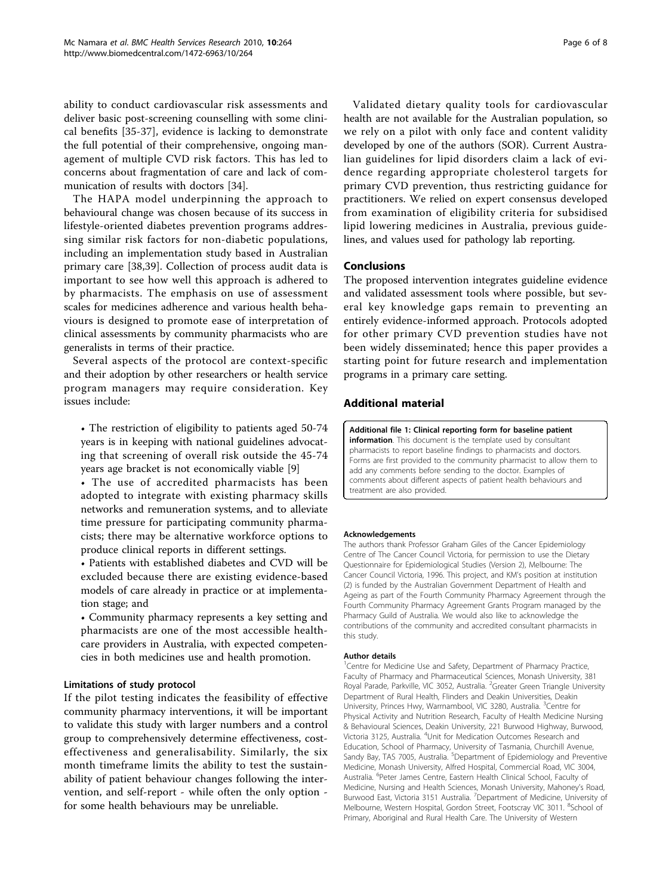ability to conduct cardiovascular risk assessments and deliver basic post-screening counselling with some clinical benefits [35-37], evidence is lacking to demonstrate the full potential of their comprehensive, ongoing management of multiple CVD risk factors. This has led to concerns about fragmentation of care and lack of communication of results with doctors [34].

The HAPA model underpinning the approach to behavioural change was chosen because of its success in lifestyle-oriented diabetes prevention programs addressing similar risk factors for non-diabetic populations, including an implementation study based in Australian primary care [38,39]. Collection of process audit data is important to see how well this approach is adhered to by pharmacists. The emphasis on use of assessment scales for medicines adherence and various health behaviours is designed to promote ease of interpretation of clinical assessments by community pharmacists who are generalists in terms of their practice.

Several aspects of the protocol are context-specific and their adoption by other researchers or health service program managers may require consideration. Key issues include:

- The restriction of eligibility to patients aged 50-74 years is in keeping with national guidelines advocating that screening of overall risk outside the 45-74 years age bracket is not economically viable [9]
- The use of accredited pharmacists has been adopted to integrate with existing pharmacy skills networks and remuneration systems, and to alleviate time pressure for participating community pharmacists; there may be alternative workforce options to produce clinical reports in different settings.
- Patients with established diabetes and CVD will be excluded because there are existing evidence-based models of care already in practice or at implementation stage; and
- Community pharmacy represents a key setting and pharmacists are one of the most accessible healthcare providers in Australia, with expected competencies in both medicines use and health promotion.

### Limitations of study protocol

If the pilot testing indicates the feasibility of effective community pharmacy interventions, it will be important to validate this study with larger numbers and a control group to comprehensively determine effectiveness, cost-effectiveness and generalisability. Similarly, the six month timeframe limits the ability to test the sustainability of patient behaviour changes following the intervention, and self-report - while often the only option - for some health behaviours may be unreliable.

Validated dietary quality tools for cardiovascular health are not available for the Australian population, so we rely on a pilot with only face and content validity developed by one of the authors (SOR). Current Australian guidelines for lipid disorders claim a lack of evidence regarding appropriate cholesterol targets for primary CVD prevention, thus restricting guidance for practitioners. We relied on expert consensus developed from examination of eligibility criteria for subsidised lipid lowering medicines in Australia, previous guidelines, and values used for pathology lab reporting.

## Conclusions

The proposed intervention integrates guideline evidence and validated assessment tools where possible, but several key knowledge gaps remain to preventing an entirely evidence-informed approach. Protocols adopted for other primary CVD prevention studies have not been widely disseminated; hence this paper provides a starting point for future research and implementation programs in a primary care setting.

## Additional material

**Additional file 1: Clinical reporting form for baseline patient information**. This document is the template used by consultant pharmacists to report baseline findings to pharmacists and doctors. Forms are first provided to the community pharmacist to allow them to add any comments before sending to the doctor. Examples of comments about different aspects of patient health behaviours and treatment are also provided.

#### Acknowledgements

The authors thank Professor Graham Giles of the Cancer Epidemiology Centre of The Cancer Council Victoria, for permission to use the Dietary Questionnaire for Epidemiological Studies (Version 2), Melbourne: The Cancer Council Victoria, 1996. This project, and KM's position at institution (2) is funded by the Australian Government Department of Health and Ageing as part of the Fourth Community Pharmacy Agreement through the Fourth Community Pharmacy Agreement Grants Program managed by the Pharmacy Guild of Australia. We would also like to acknowledge the contributions of the community and accredited consultant pharmacists in this study.

#### Author details

[1]Centre for Medicine Use and Safety, Department of Pharmacy Practice, Faculty of Pharmacy and Pharmaceutical Sciences, Monash University, 381 Royal Parade, Parkville, VIC 3052, Australia. [2]Greater Green Triangle University Department of Rural Health, Flinders and Deakin Universities, Deakin University, Princes Hwy, Warrnambool, VIC 3280, Australia. [3]Centre for Physical Activity and Nutrition Research, Faculty of Health Medicine Nursing & Behavioural Sciences, Deakin University, 221 Burwood Highway, Burwood, Victoria 3125, Australia. [4]Unit for Medication Outcomes Research and Education, School of Pharmacy, University of Tasmania, Churchill Avenue, Sandy Bay, TAS 7005, Australia. [5]Department of Epidemiology and Preventive Medicine, Monash University, Alfred Hospital, Commercial Road, VIC 3004, Australia. [6]Peter James Centre, Eastern Health Clinical School, Faculty of Medicine, Nursing and Health Sciences, Monash University, Mahoney's Road, Burwood East, Victoria 3151 Australia. [7]Department of Medicine, University of Melbourne, Western Hospital, Gordon Street, Footscray VIC 3011. [8]School of Primary, Aboriginal and Rural Health Care. The University of Western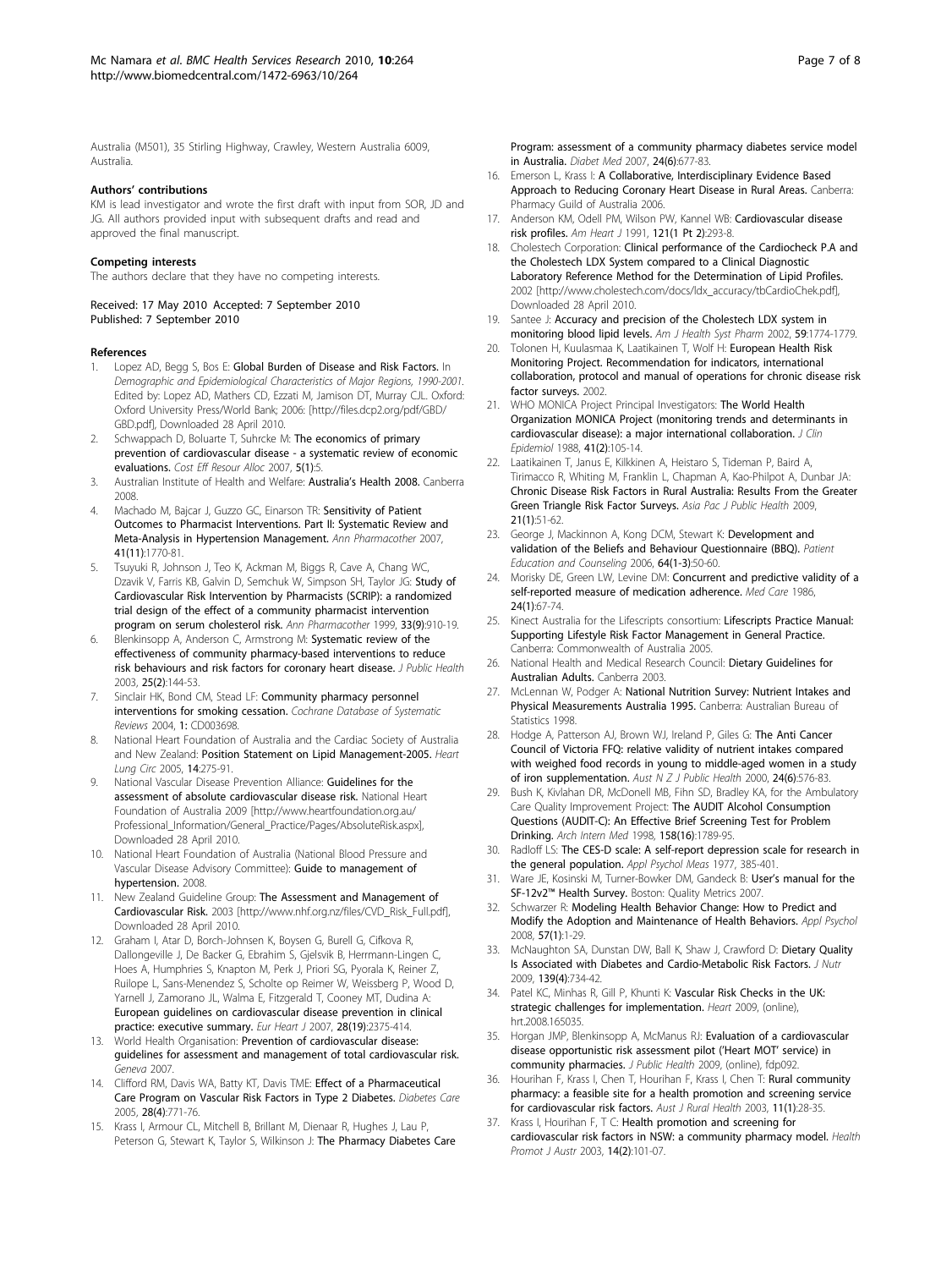Australia (M501), 35 Stirling Highway, Crawley, Western Australia 6009, Australia.

#### Authors' contributions

KM is lead investigator and wrote the first draft with input from SOR, JD and JG. All authors provided input with subsequent drafts and read and approved the final manuscript.

#### Competing interests

The authors declare that they have no competing interests.

Received: 17 May 2010 Accepted: 7 September 2010
Published: 7 September 2010

#### References

1. Lopez AD, Begg S, Bos E: **Global Burden of Disease and Risk Factors.** In *Demographic and Epidemiological Characteristics of Major Regions, 1990-2001*. Edited by: Lopez AD, Mathers CD, Ezzati M, Jamison DT, Murray CJL. Oxford: Oxford University Press/World Bank; 2006: [http://files.dcp2.org/pdf/GBD/GBD.pdf], Downloaded 28 April 2010.
2. Schwappach D, Boluarte T, Suhrcke M: **The economics of primary prevention of cardiovascular disease - a systematic review of economic evaluations.** *Cost Eff Resour Alloc* 2007, **5(1)**:5.
3. Australian Institute of Health and Welfare: **Australia's Health 2008.** Canberra 2008.
4. Machado M, Bajcar J, Guzzo GC, Einarson TR: **Sensitivity of Patient Outcomes to Pharmacist Interventions. Part II: Systematic Review and Meta-Analysis in Hypertension Management.** *Ann Pharmacother* 2007, **41(11)**:1770-81.
5. Tsuyuki R, Johnson J, Teo K, Ackman M, Biggs R, Cave A, Chang WC, Dzavik V, Farris KB, Galvin D, Semchuk W, Simpson SH, Taylor JG: **Study of Cardiovascular Risk Intervention by Pharmacists (SCRIP): a randomized trial design of the effect of a community pharmacist intervention program on serum cholesterol risk.** *Ann Pharmacother* 1999, **33(9)**:910-19.
6. Blenkinsopp A, Anderson C, Armstrong M: **Systematic review of the effectiveness of community pharmacy-based interventions to reduce risk behaviours and risk factors for coronary heart disease.** *J Public Health* 2003, **25(2)**:144-53.
7. Sinclair HK, Bond CM, Stead LF: **Community pharmacy personnel interventions for smoking cessation.** *Cochrane Database of Systematic Reviews* 2004, **1**: CD003698.
8. National Heart Foundation of Australia and the Cardiac Society of Australia and New Zealand: **Position Statement on Lipid Management-2005.** *Heart Lung Circ* 2005, **14**:275-91.
9. National Vascular Disease Prevention Alliance: **Guidelines for the assessment of absolute cardiovascular disease risk.** National Heart Foundation of Australia 2009 [http://www.heartfoundation.org.au/Professional_Information/General_Practice/Pages/AbsoluteRisk.aspx], Downloaded 28 April 2010.
10. National Heart Foundation of Australia (National Blood Pressure and Vascular Disease Advisory Committee): **Guide to management of hypertension.** 2008.
11. New Zealand Guideline Group: **The Assessment and Management of Cardiovascular Risk.** 2003 [http://www.nhf.org.nz/files/CVD_Risk_Full.pdf], Downloaded 28 April 2010.
12. Graham I, Atar D, Borch-Johnsen K, Boysen G, Burell G, Cifkova R, Dallongeville J, De Backer G, Ebrahim S, Gjelsvik B, Herrmann-Lingen C, Hoes A, Humphries S, Knapton M, Perk J, Priori SG, Pyorala K, Reiner Z, Ruilope L, Sans-Menendez S, Scholte op Reimer W, Weissberg P, Wood D, Yarnell J, Zamorano JL, Walma E, Fitzgerald T, Cooney MT, Dudina A: **European guidelines on cardiovascular disease prevention in clinical practice: executive summary.** *Eur Heart J* 2007, **28(19)**:2375-414.
13. World Health Organisation: **Prevention of cardiovascular disease: guidelines for assessment and management of total cardiovascular risk.** *Geneva* 2007.
14. Clifford RM, Davis WA, Batty KT, Davis TME: **Effect of a Pharmaceutical Care Program on Vascular Risk Factors in Type 2 Diabetes.** *Diabetes Care* 2005, **28(4)**:771-76.
15. Krass I, Armour CL, Mitchell B, Brillant M, Dienaar R, Hughes J, Lau P, Peterson G, Stewart K, Taylor S, Wilkinson J: **The Pharmacy Diabetes Care Program: assessment of a community pharmacy diabetes service model in Australia.** *Diabet Med* 2007, **24(6)**:677-83.
16. Emerson L, Krass I: **A Collaborative, Interdisciplinary Evidence Based Approach to Reducing Coronary Heart Disease in Rural Areas.** Canberra: Pharmacy Guild of Australia 2006.
17. Anderson KM, Odell PM, Wilson PW, Kannel WB: **Cardiovascular disease risk profiles.** *Am Heart J* 1991, **121(1 Pt 2)**:293-8.
18. Cholestech Corporation: **Clinical performance of the Cardiocheck P.A and the Cholestech LDX System compared to a Clinical Diagnostic Laboratory Reference Method for the Determination of Lipid Profiles.** 2002 [http://www.cholestech.com/docs/ldx_accuracy/tbCardioChek.pdf], Downloaded 28 April 2010.
19. Santee J: **Accuracy and precision of the Cholestech LDX system in monitoring blood lipid levels.** *Am J Health Syst Pharm* 2002, **59**:1774-1779.
20. Tolonen H, Kuulasmaa K, Laatikainen T, Wolf H: **European Health Risk Monitoring Project. Recommendation for indicators, international collaboration, protocol and manual of operations for chronic disease risk factor surveys.** 2002.
21. WHO MONICA Project Principal Investigators: **The World Health Organization MONICA Project (monitoring trends and determinants in cardiovascular disease): a major international collaboration.** *J Clin Epidemiol* 1988, **41(2)**:105-14.
22. Laatikainen T, Janus E, Kilkkinen A, Heistaro S, Tideman P, Baird A, Tirimacco R, Whiting M, Franklin L, Chapman A, Kao-Philpot A, Dunbar JA: **Chronic Disease Risk Factors in Rural Australia: Results From the Greater Green Triangle Risk Factor Surveys.** *Asia Pac J Public Health* 2009, **21(1)**:51-62.
23. George J, Mackinnon A, Kong DCM, Stewart K: **Development and validation of the Beliefs and Behaviour Questionnaire (BBQ).** *Patient Education and Counseling* 2006, **64(1-3)**:50-60.
24. Morisky DE, Green LW, Levine DM: **Concurrent and predictive validity of a self-reported measure of medication adherence.** *Med Care* 1986, **24(1)**:67-74.
25. Kinect Australia for the Lifescripts consortium: **Lifescripts Practice Manual: Supporting Lifestyle Risk Factor Management in General Practice.** Canberra: Commonwealth of Australia 2005.
26. National Health and Medical Research Council: **Dietary Guidelines for Australian Adults.** Canberra 2003.
27. McLennan W, Podger A: **National Nutrition Survey: Nutrient Intakes and Physical Measurements Australia 1995.** Canberra: Australian Bureau of Statistics 1998.
28. Hodge A, Patterson AJ, Brown WJ, Ireland P, Giles G: **The Anti Cancer Council of Victoria FFQ: relative validity of nutrient intakes compared with weighed food records in young to middle-aged women in a study of iron supplementation.** *Aust N Z J Public Health* 2000, **24(6)**:576-83.
29. Bush K, Kivlahan DR, McDonell MB, Fihn SD, Bradley KA, for the Ambulatory Care Quality Improvement Project: **The AUDIT Alcohol Consumption Questions (AUDIT-C): An Effective Brief Screening Test for Problem Drinking.** *Arch Intern Med* 1998, **158(16)**:1789-95.
30. Radloff LS: **The CES-D scale: A self-report depression scale for research in the general population.** *Appl Psychol Meas* 1977, 385-401.
31. Ware JE, Kosinski M, Turner-Bowker DM, Gandeck B: **User's manual for the SF-12v2™ Health Survey.** Boston: Quality Metrics 2007.
32. Schwarzer R: **Modeling Health Behavior Change: How to Predict and Modify the Adoption and Maintenance of Health Behaviors.** *Appl Psychol* 2008, **57(1)**:1-29.
33. McNaughton SA, Dunstan DW, Ball K, Shaw J, Crawford D: **Dietary Quality Is Associated with Diabetes and Cardio-Metabolic Risk Factors.** *J Nutr* 2009, **139(4)**:734-42.
34. Patel KC, Minhas R, Gill P, Khunti K: **Vascular Risk Checks in the UK: strategic challenges for implementation.** *Heart* 2009, (online), hrt.2008.165035.
35. Horgan JMP, Blenkinsopp A, McManus RJ: **Evaluation of a cardiovascular disease opportunistic risk assessment pilot ('Heart MOT' service) in community pharmacies.** *J Public Health* 2009, (online), fdp092.
36. Hourihan F, Krass I, Chen T, Hourihan F, Krass I, Chen T: **Rural community pharmacy: a feasible site for a health promotion and screening service for cardiovascular risk factors.** *Aust J Rural Health* 2003, **11(1)**:28-35.
37. Krass I, Hourihan F, T C: **Health promotion and screening for cardiovascular risk factors in NSW: a community pharmacy model.** *Health Promot J Austr* 2003, **14(2)**:101-07.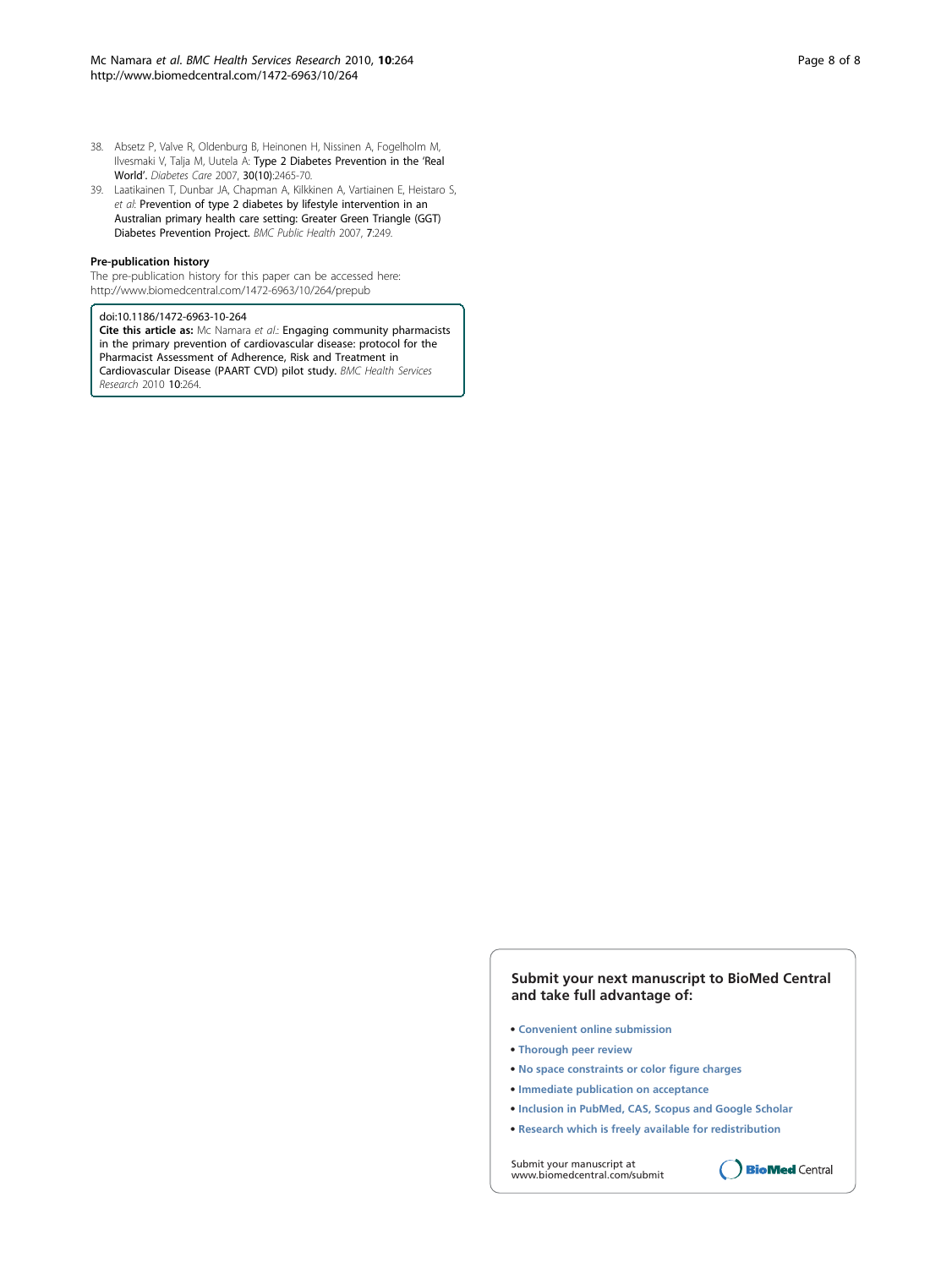38. Absetz P, Valve R, Oldenburg B, Heinonen H, Nissinen A, Fogelholm M, Ilvesmaki V, Talja M, Uutela A: **Type 2 Diabetes Prevention in the 'Real World'.** *Diabetes Care* 2007, **30(10)**:2465-70.
39. Laatikainen T, Dunbar JA, Chapman A, Kilkkinen A, Vartiainen E, Heistaro S, *et al*: **Prevention of type 2 diabetes by lifestyle intervention in an Australian primary health care setting: Greater Green Triangle (GGT) Diabetes Prevention Project.** *BMC Public Health* 2007, **7**:249.

#### Pre-publication history

The pre-publication history for this paper can be accessed here: http://www.biomedcentral.com/1472-6963/10/264/prepub

doi:10.1186/1472-6963-10-264

**Cite this article as:** Mc Namara *et al.*: Engaging community pharmacists in the primary prevention of cardiovascular disease: protocol for the Pharmacist Assessment of Adherence, Risk and Treatment in Cardiovascular Disease (PAART CVD) pilot study. *BMC Health Services Research* 2010 **10**:264.

**Submit your next manuscript to BioMed Central and take full advantage of:**

- Convenient online submission
- Thorough peer review
- No space constraints or color figure charges
- Immediate publication on acceptance
- Inclusion in PubMed, CAS, Scopus and Google Scholar
- Research which is freely available for redistribution

Submit your manuscript at www.biomedcentral.com/submit

BioMed Central